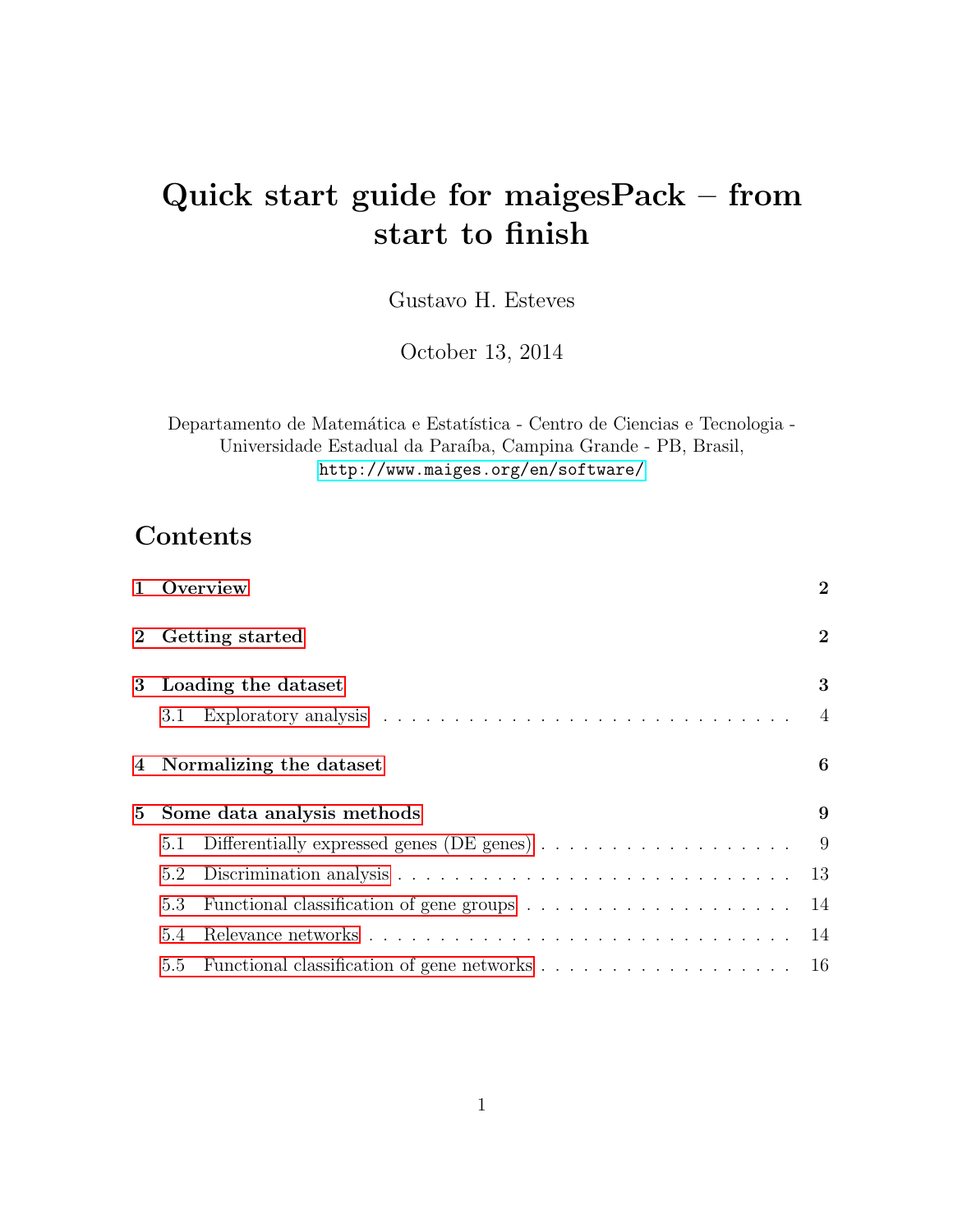# Quick start guide for maigesPack – from start to finish

Gustavo H. Esteves

October 13, 2014

Departamento de Matemática e Estatística - Centro de Ciencias e Tecnologia - Universidade Estadual da Paraíba, Campina Grande - PB, Brasil, http://www.maiges.org/en/software/

## Contents

- 1 Overview — 2
- 2 Getting started — 2
- 3 Loading the dataset — 3
  - 3.1 Exploratory analysis — 4
- 4 Normalizing the dataset — 6
- 5 Some data analysis methods — 9
  - 5.1 Differentially expressed genes (DE genes) — 9
  - 5.2 Discrimination analysis — 13
  - 5.3 Functional classification of gene groups — 14
  - 5.4 Relevance networks — 14
  - 5.5 Functional classification of gene networks — 16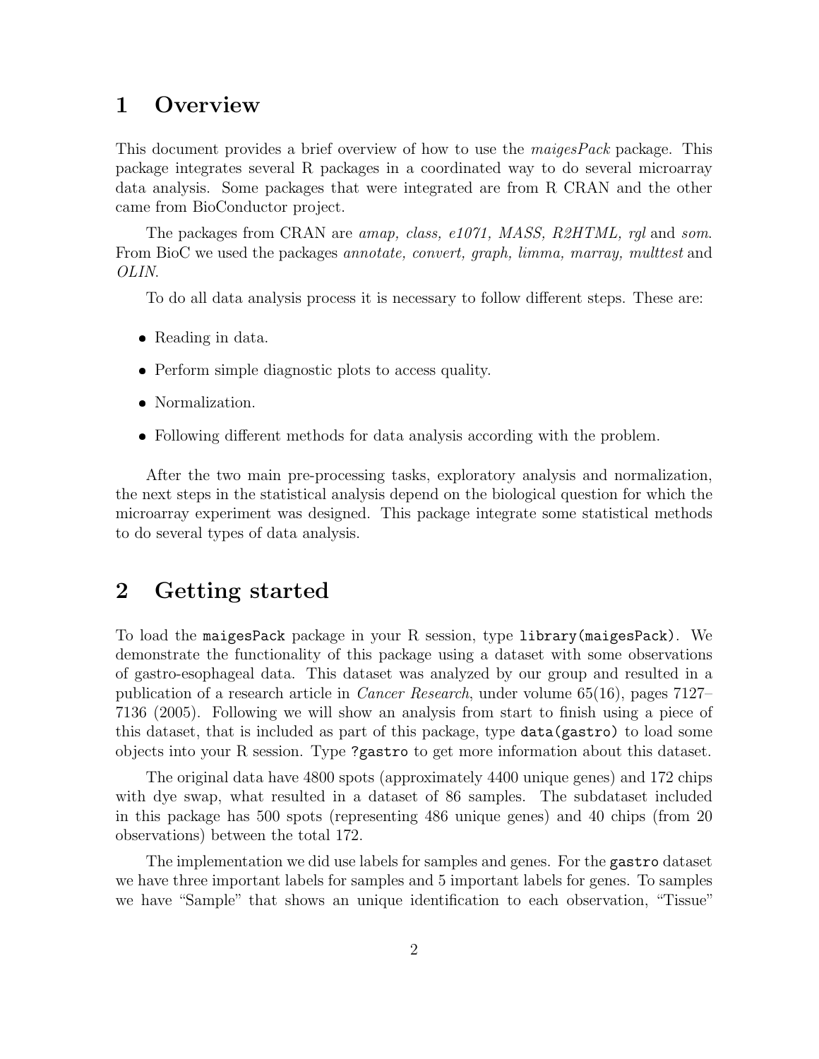# 1 Overview

This document provides a brief overview of how to use the *maigesPack* package. This package integrates several R packages in a coordinated way to do several microarray data analysis. Some packages that were integrated are from R CRAN and the other came from BioConductor project.

The packages from CRAN are *amap, class, e1071, MASS, R2HTML, rgl* and *som*. From BioC we used the packages *annotate, convert, graph, limma, marray, multtest* and *OLIN*.

To do all data analysis process it is necessary to follow different steps. These are:

- Reading in data.
- Perform simple diagnostic plots to access quality.
- Normalization.
- Following different methods for data analysis according with the problem.

After the two main pre-processing tasks, exploratory analysis and normalization, the next steps in the statistical analysis depend on the biological question for which the microarray experiment was designed. This package integrate some statistical methods to do several types of data analysis.

# 2 Getting started

To load the `maigesPack` package in your R session, type `library(maigesPack)`. We demonstrate the functionality of this package using a dataset with some observations of gastro-esophageal data. This dataset was analyzed by our group and resulted in a publication of a research article in *Cancer Research*, under volume 65(16), pages 7127–7136 (2005). Following we will show an analysis from start to finish using a piece of this dataset, that is included as part of this package, type `data(gastro)` to load some objects into your R session. Type `?gastro` to get more information about this dataset.

The original data have 4800 spots (approximately 4400 unique genes) and 172 chips with dye swap, what resulted in a dataset of 86 samples. The subdataset included in this package has 500 spots (representing 486 unique genes) and 40 chips (from 20 observations) between the total 172.

The implementation we did use labels for samples and genes. For the `gastro` dataset we have three important labels for samples and 5 important labels for genes. To samples we have "Sample" that shows an unique identification to each observation, "Tissue"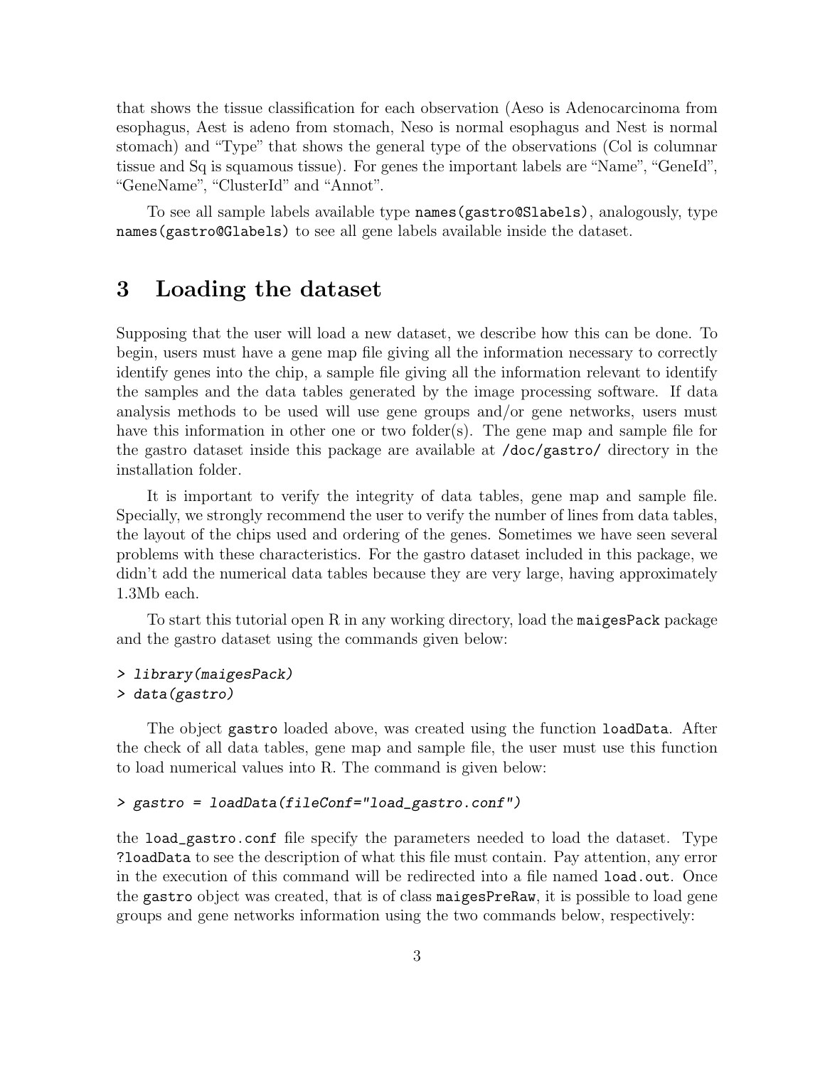that shows the tissue classification for each observation (Aeso is Adenocarcinoma from esophagus, Aest is adeno from stomach, Neso is normal esophagus and Nest is normal stomach) and "Type" that shows the general type of the observations (Col is columnar tissue and Sq is squamous tissue). For genes the important labels are "Name", "GeneId", "GeneName", "ClusterId" and "Annot".

To see all sample labels available type `names(gastro@Slabels)`, analogously, type `names(gastro@Glabels)` to see all gene labels available inside the dataset.

# 3 Loading the dataset

Supposing that the user will load a new dataset, we describe how this can be done. To begin, users must have a gene map file giving all the information necessary to correctly identify genes into the chip, a sample file giving all the information relevant to identify the samples and the data tables generated by the image processing software. If data analysis methods to be used will use gene groups and/or gene networks, users must have this information in other one or two folder(s). The gene map and sample file for the gastro dataset inside this package are available at `/doc/gastro/` directory in the installation folder.

It is important to verify the integrity of data tables, gene map and sample file. Specially, we strongly recommend the user to verify the number of lines from data tables, the layout of the chips used and ordering of the genes. Sometimes we have seen several problems with these characteristics. For the gastro dataset included in this package, we didn't add the numerical data tables because they are very large, having approximately 1.3Mb each.

To start this tutorial open R in any working directory, load the `maigesPack` package and the gastro dataset using the commands given below:

```
> library(maigesPack)
> data(gastro)
```

The object `gastro` loaded above, was created using the function `loadData`. After the check of all data tables, gene map and sample file, the user must use this function to load numerical values into R. The command is given below:

```
> gastro = loadData(fileConf="load_gastro.conf")
```

the `load_gastro.conf` file specify the parameters needed to load the dataset. Type `?loadData` to see the description of what this file must contain. Pay attention, any error in the execution of this command will be redirected into a file named `load.out`. Once the `gastro` object was created, that is of class `maigesPreRaw`, it is possible to load gene groups and gene networks information using the two commands below, respectively: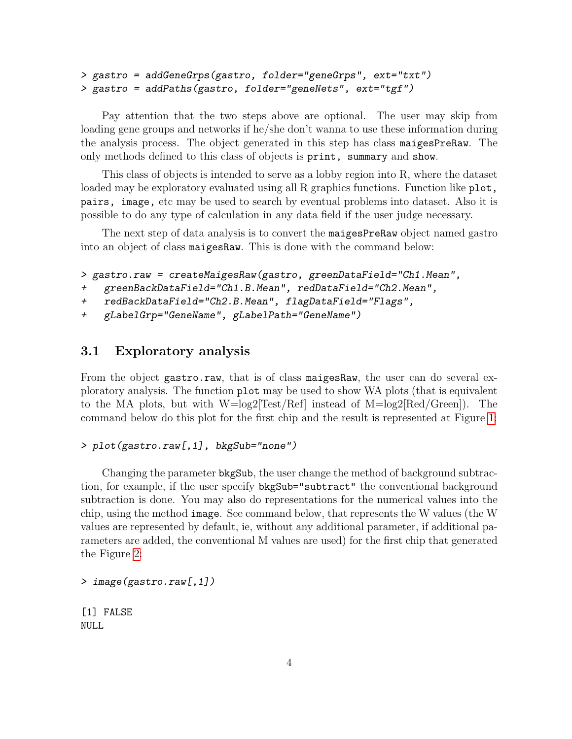```
> gastro = addGeneGrps(gastro, folder="geneGrps", ext="txt")
> gastro = addPaths(gastro, folder="geneNets", ext="tgf")
```

Pay attention that the two steps above are optional. The user may skip from loading gene groups and networks if he/she don't wanna to use these information during the analysis process. The object generated in this step has class `maigesPreRaw`. The only methods defined to this class of objects is `print`, `summary` and `show`.

This class of objects is intended to serve as a lobby region into R, where the dataset loaded may be exploratory evaluated using all R graphics functions. Function like `plot`, `pairs`, `image`, etc may be used to search by eventual problems into dataset. Also it is possible to do any type of calculation in any data field if the user judge necessary.

The next step of data analysis is to convert the `maigesPreRaw` object named gastro into an object of class `maigesRaw`. This is done with the command below:

```
> gastro.raw = createMaigesRaw(gastro, greenDataField="Ch1.Mean",
+   greenBackDataField="Ch1.B.Mean", redDataField="Ch2.Mean",
+   redBackDataField="Ch2.B.Mean", flagDataField="Flags",
+   gLabelGrp="GeneName", gLabelPath="GeneName")
```

## 3.1 Exploratory analysis

From the object `gastro.raw`, that is of class `maigesRaw`, the user can do several exploratory analysis. The function `plot` may be used to show WA plots (that is equivalent to the MA plots, but with W=log2[Test/Ref] instead of M=log2[Red/Green]). The command below do this plot for the first chip and the result is represented at Figure 1:

```
> plot(gastro.raw[,1], bkgSub="none")
```

Changing the parameter `bkgSub`, the user change the method of background subtraction, for example, if the user specify `bkgSub="subtract"` the conventional background subtraction is done. You may also do representations for the numerical values into the chip, using the method `image`. See command below, that represents the W values (the W values are represented by default, ie, without any additional parameter, if additional parameters are added, the conventional M values are used) for the first chip that generated the Figure 2:

```
> image(gastro.raw[,1])

[1] FALSE
NULL
```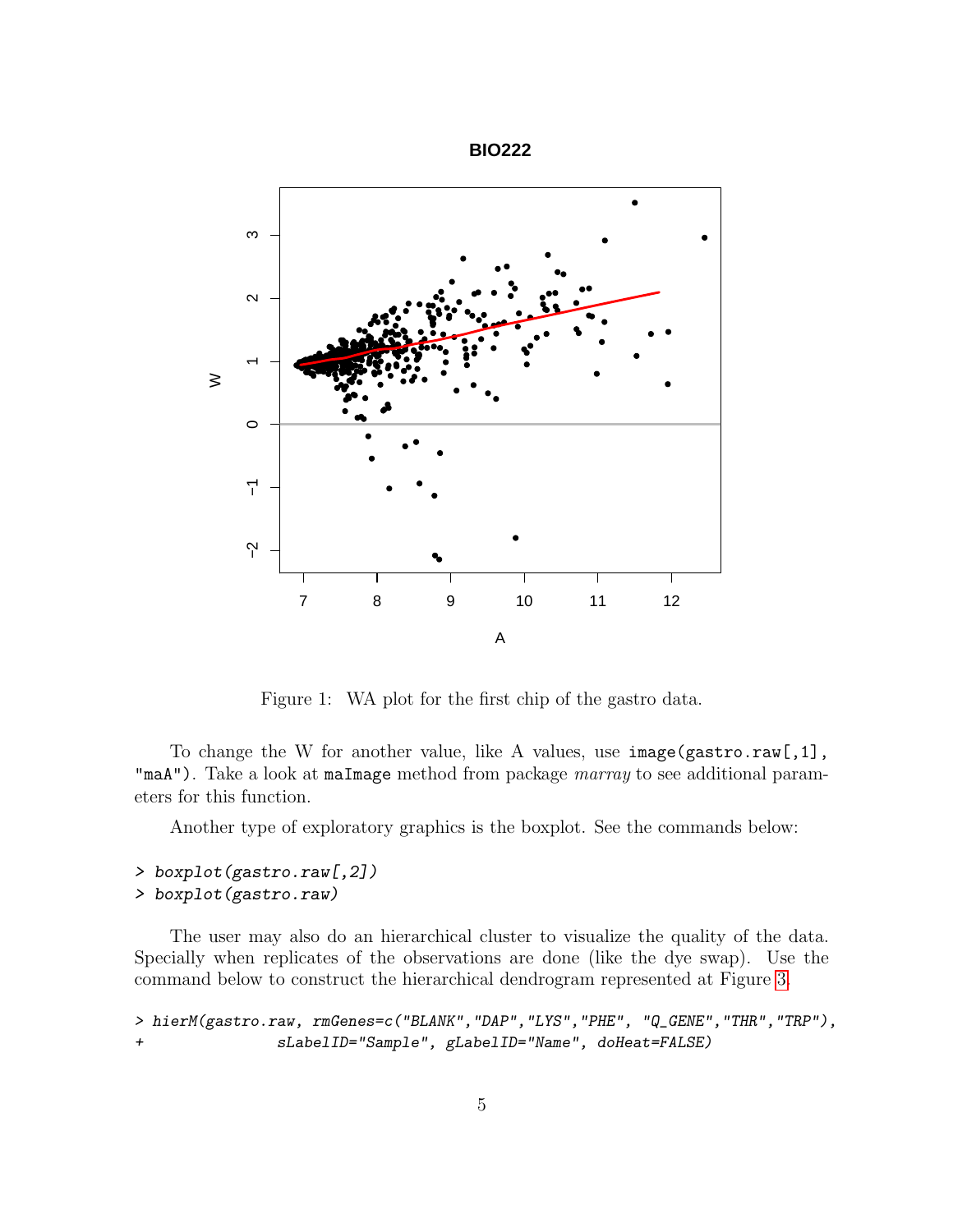Figure 1: WA plot for the first chip of the gastro data.

To change the W for another value, like A values, use `image(gastro.raw[,1], "maA")`. Take a look at `maImage` method from package *marray* to see additional parameters for this function.

Another type of exploratory graphics is the boxplot. See the commands below:

```
> boxplot(gastro.raw[,2])
> boxplot(gastro.raw)
```

The user may also do an hierarchical cluster to visualize the quality of the data. Specially when replicates of the observations are done (like the dye swap). Use the command below to construct the hierarchical dendrogram represented at Figure 3.

```
> hierM(gastro.raw, rmGenes=c("BLANK","DAP","LYS","PHE", "Q_GENE","THR","TRP"),
+              sLabelID="Sample", gLabelID="Name", doHeat=FALSE)
```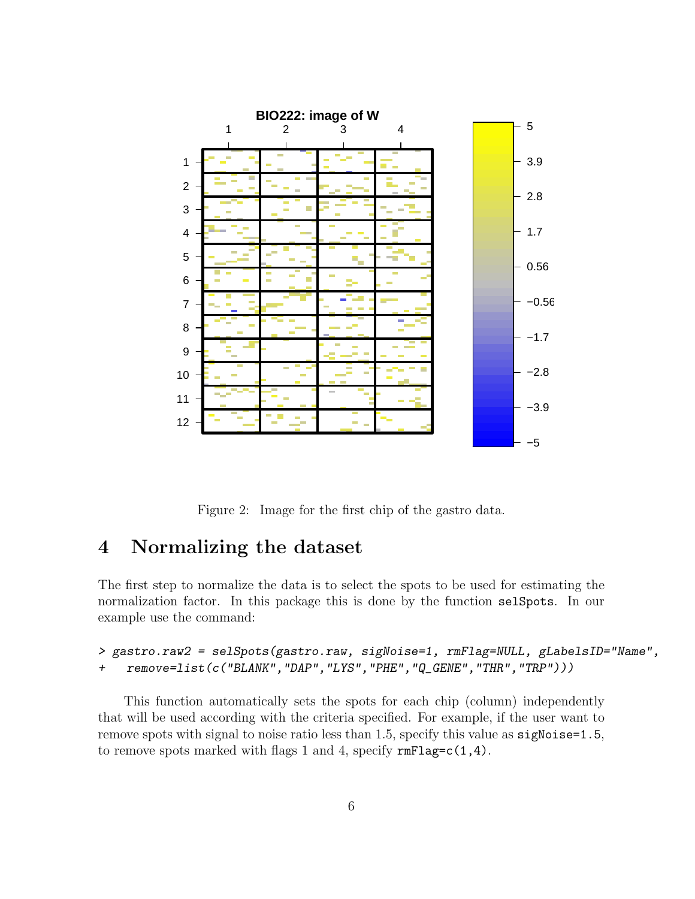Figure 2: Image for the first chip of the gastro data.

# 4 Normalizing the dataset

The first step to normalize the data is to select the spots to be used for estimating the normalization factor. In this package this is done by the function `selSpots`. In our example use the command:

```
> gastro.raw2 = selSpots(gastro.raw, sigNoise=1, rmFlag=NULL, gLabelsID="Name",
+   remove=list(c("BLANK","DAP","LYS","PHE","Q_GENE","THR","TRP")))
```

This function automatically sets the spots for each chip (column) independently that will be used according with the criteria specified. For example, if the user want to remove spots with signal to noise ratio less than 1.5, specify this value as `sigNoise=1.5`, to remove spots marked with flags 1 and 4, specify `rmFlag=c(1,4)`.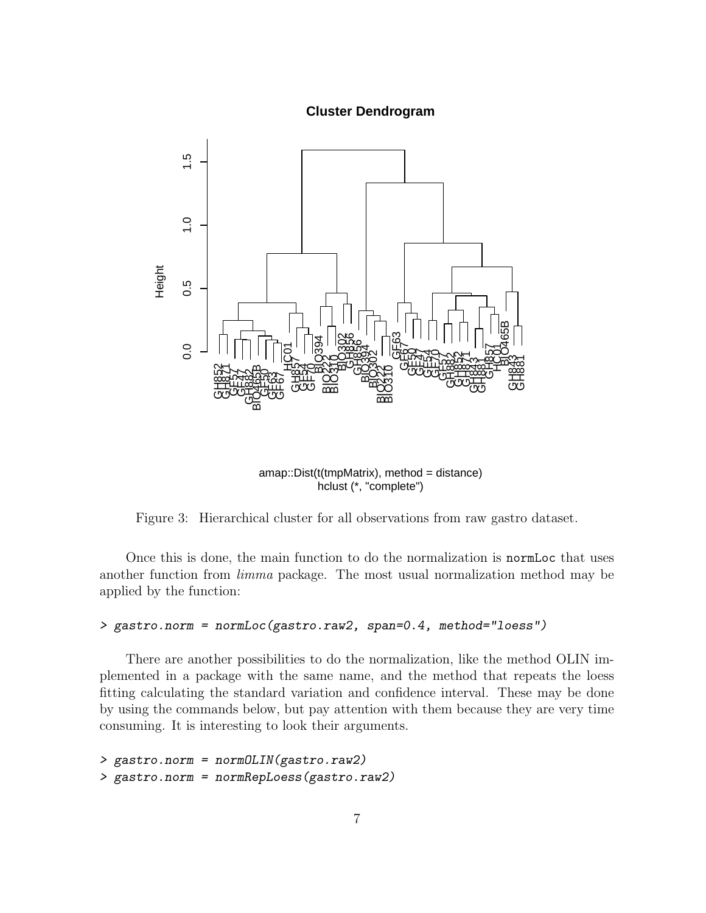Figure 3: Hierarchical cluster for all observations from raw gastro dataset.

Once this is done, the main function to do the normalization is `normLoc` that uses another function from *limma* package. The most usual normalization method may be applied by the function:

```
> gastro.norm = normLoc(gastro.raw2, span=0.4, method="loess")
```

There are another possibilities to do the normalization, like the method OLIN implemented in a package with the same name, and the method that repeats the loess fitting calculating the standard variation and confidence interval. These may be done by using the commands below, but pay attention with them because they are very time consuming. It is interesting to look their arguments.

```
> gastro.norm = normOLIN(gastro.raw2)
> gastro.norm = normRepLoess(gastro.raw2)
```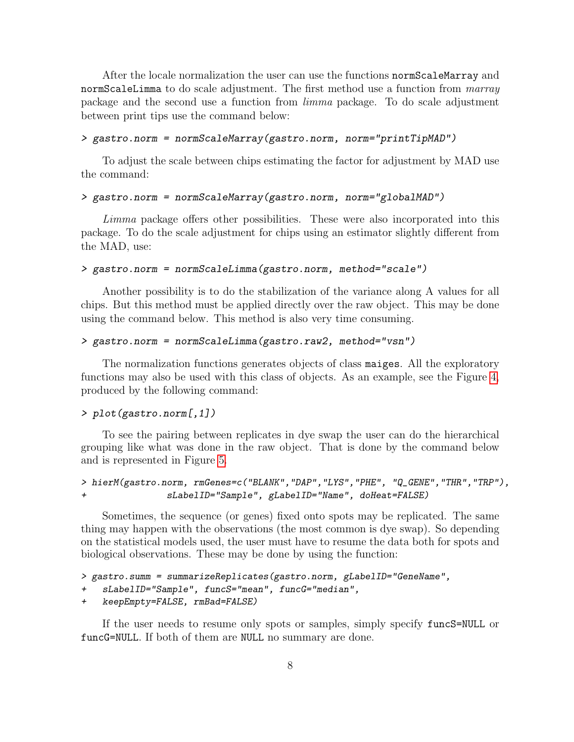After the locale normalization the user can use the functions `normScaleMarray` and `normScaleLimma` to do scale adjustment. The first method use a function from *marray* package and the second use a function from *limma* package. To do scale adjustment between print tips use the command below:

```
> gastro.norm = normScaleMarray(gastro.norm, norm="printTipMAD")
```

To adjust the scale between chips estimating the factor for adjustment by MAD use the command:

```
> gastro.norm = normScaleMarray(gastro.norm, norm="globalMAD")
```

*Limma* package offers other possibilities. These were also incorporated into this package. To do the scale adjustment for chips using an estimator slightly different from the MAD, use:

```
> gastro.norm = normScaleLimma(gastro.norm, method="scale")
```

Another possibility is to do the stabilization of the variance along A values for all chips. But this method must be applied directly over the raw object. This may be done using the command below. This method is also very time consuming.

```
> gastro.norm = normScaleLimma(gastro.raw2, method="vsn")
```

The normalization functions generates objects of class `maiges`. All the exploratory functions may also be used with this class of objects. As an example, see the Figure 4, produced by the following command:

```
> plot(gastro.norm[,1])
```

To see the pairing between replicates in dye swap the user can do the hierarchical grouping like what was done in the raw object. That is done by the command below and is represented in Figure 5.

```
> hierM(gastro.norm, rmGenes=c("BLANK","DAP","LYS","PHE", "Q_GENE","THR","TRP"),
+               sLabelID="Sample", gLabelID="Name", doHeat=FALSE)
```

Sometimes, the sequence (or genes) fixed onto spots may be replicated. The same thing may happen with the observations (the most common is dye swap). So depending on the statistical models used, the user must have to resume the data both for spots and biological observations. These may be done by using the function:

```
> gastro.summ = summarizeReplicates(gastro.norm, gLabelID="GeneName",
+   sLabelID="Sample", funcS="mean", funcG="median",
+   keepEmpty=FALSE, rmBad=FALSE)
```

If the user needs to resume only spots or samples, simply specify `funcS=NULL` or `funcG=NULL`. If both of them are `NULL` no summary are done.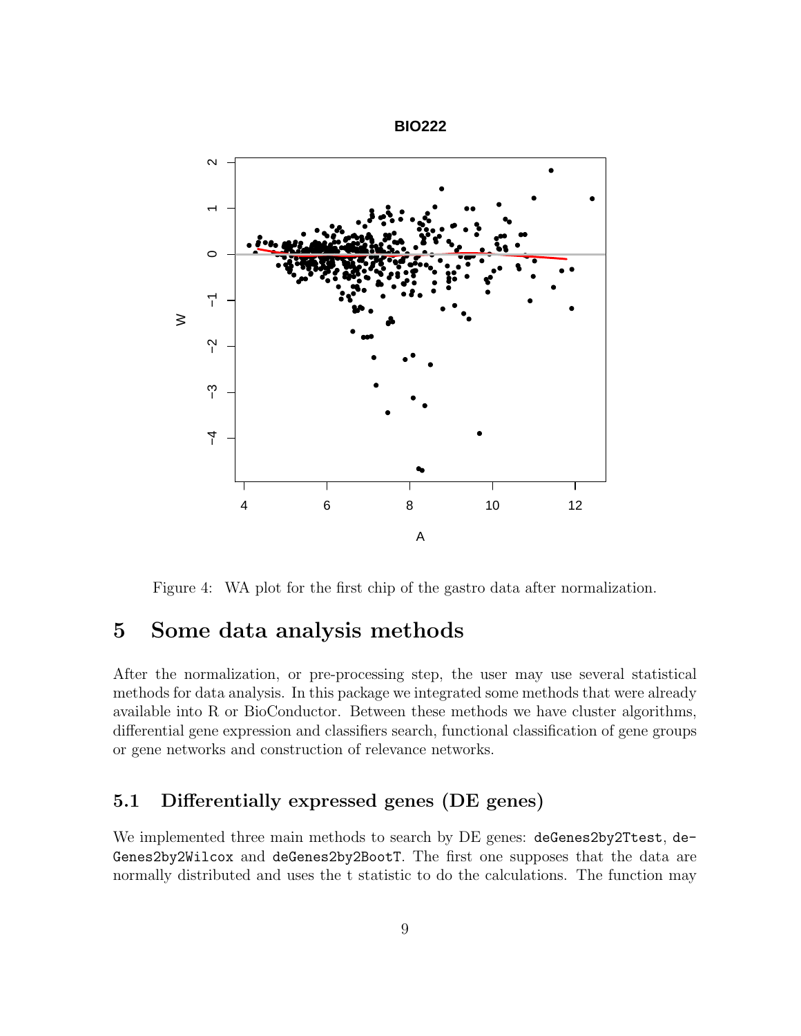Figure 4: WA plot for the first chip of the gastro data after normalization.

# 5 Some data analysis methods

After the normalization, or pre-processing step, the user may use several statistical methods for data analysis. In this package we integrated some methods that were already available into R or BioConductor. Between these methods we have cluster algorithms, differential gene expression and classifiers search, functional classification of gene groups or gene networks and construction of relevance networks.

## 5.1 Differentially expressed genes (DE genes)

We implemented three main methods to search by DE genes: `deGenes2by2Ttest`, `deGenes2by2Wilcox` and `deGenes2by2BootT`. The first one supposes that the data are normally distributed and uses the t statistic to do the calculations. The function may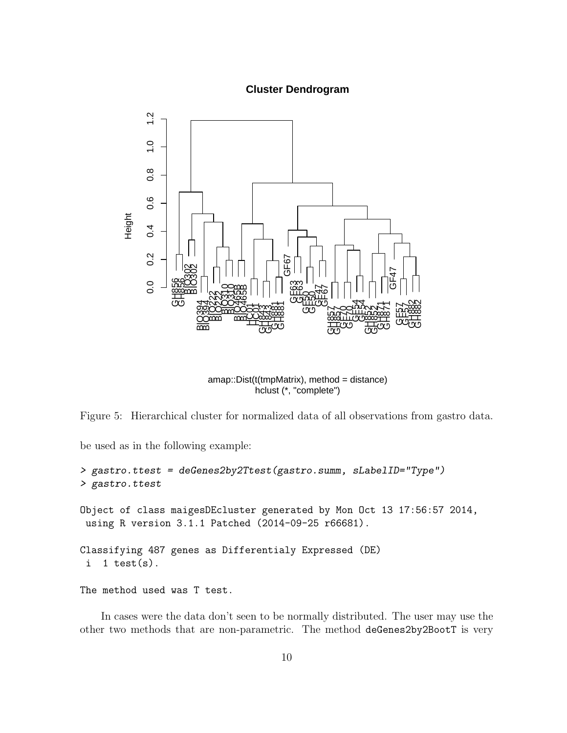Figure 5: Hierarchical cluster for normalized data of all observations from gastro data.

be used as in the following example:

```
> gastro.ttest = deGenes2by2Ttest(gastro.summ, sLabelID="Type")
> gastro.ttest

Object of class maigesDEcluster generated by Mon Oct 13 17:56:57 2014,
 using R version 3.1.1 Patched (2014-09-25 r66681).

Classifying 487 genes as Differentialy Expressed (DE)
 i  1 test(s).

The method used was T test.
```

In cases were the data don't seen to be normally distributed. The user may use the other two methods that are non-parametric. The method deGenes2by2BootT is very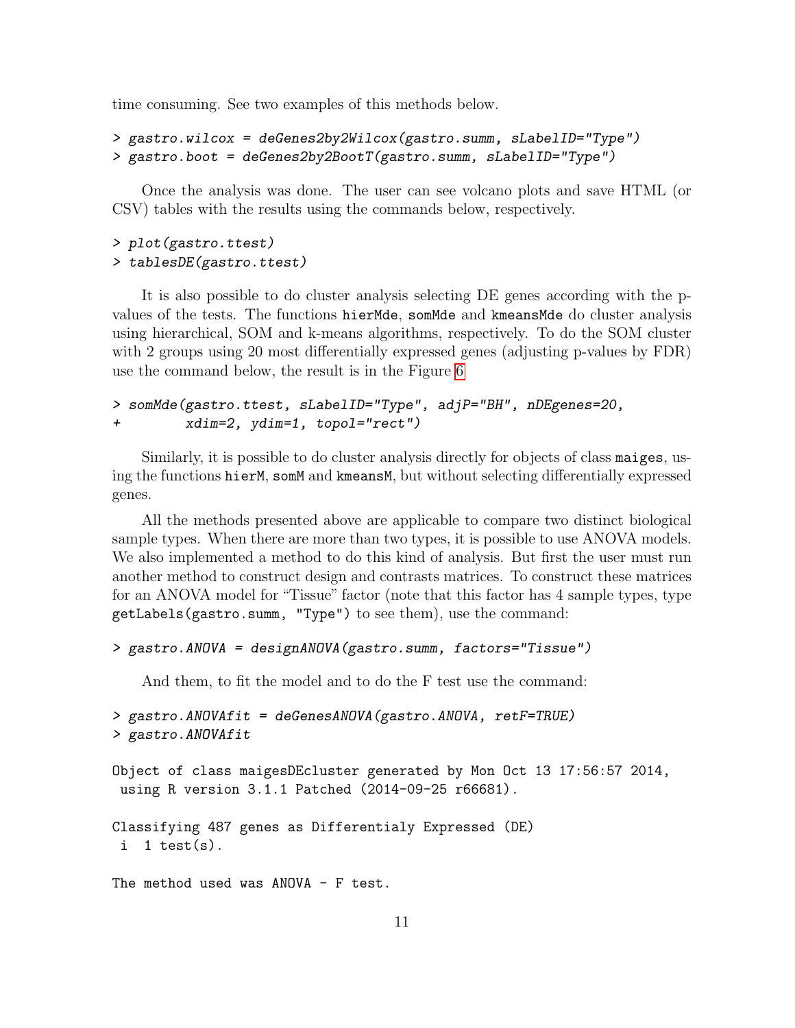time consuming. See two examples of this methods below.

```
> gastro.wilcox = deGenes2by2Wilcox(gastro.summ, sLabelID="Type")
> gastro.boot = deGenes2by2BootT(gastro.summ, sLabelID="Type")
```

Once the analysis was done. The user can see volcano plots and save HTML (or CSV) tables with the results using the commands below, respectively.

```
> plot(gastro.ttest)
> tablesDE(gastro.ttest)
```

It is also possible to do cluster analysis selecting DE genes according with the p-values of the tests. The functions `hierMde`, `somMde` and `kmeansMde` do cluster analysis using hierarchical, SOM and k-means algorithms, respectively. To do the SOM cluster with 2 groups using 20 most differentially expressed genes (adjusting p-values by FDR) use the command below, the result is in the Figure 6

```
> somMde(gastro.ttest, sLabelID="Type", adjP="BH", nDEgenes=20,
+        xdim=2, ydim=1, topol="rect")
```

Similarly, it is possible to do cluster analysis directly for objects of class `maiges`, using the functions `hierM`, `somM` and `kmeansM`, but without selecting differentially expressed genes.

All the methods presented above are applicable to compare two distinct biological sample types. When there are more than two types, it is possible to use ANOVA models. We also implemented a method to do this kind of analysis. But first the user must run another method to construct design and contrasts matrices. To construct these matrices for an ANOVA model for "Tissue" factor (note that this factor has 4 sample types, type `getLabels(gastro.summ, "Type")` to see them), use the command:

```
> gastro.ANOVA = designANOVA(gastro.summ, factors="Tissue")
```

And them, to fit the model and to do the F test use the command:

```
> gastro.ANOVAfit = deGenesANOVA(gastro.ANOVA, retF=TRUE)
> gastro.ANOVAfit

Object of class maigesDEcluster generated by Mon Oct 13 17:56:57 2014,
 using R version 3.1.1 Patched (2014-09-25 r66681).

Classifying 487 genes as Differentialy Expressed (DE)
 i  1 test(s).

The method used was ANOVA - F test.
```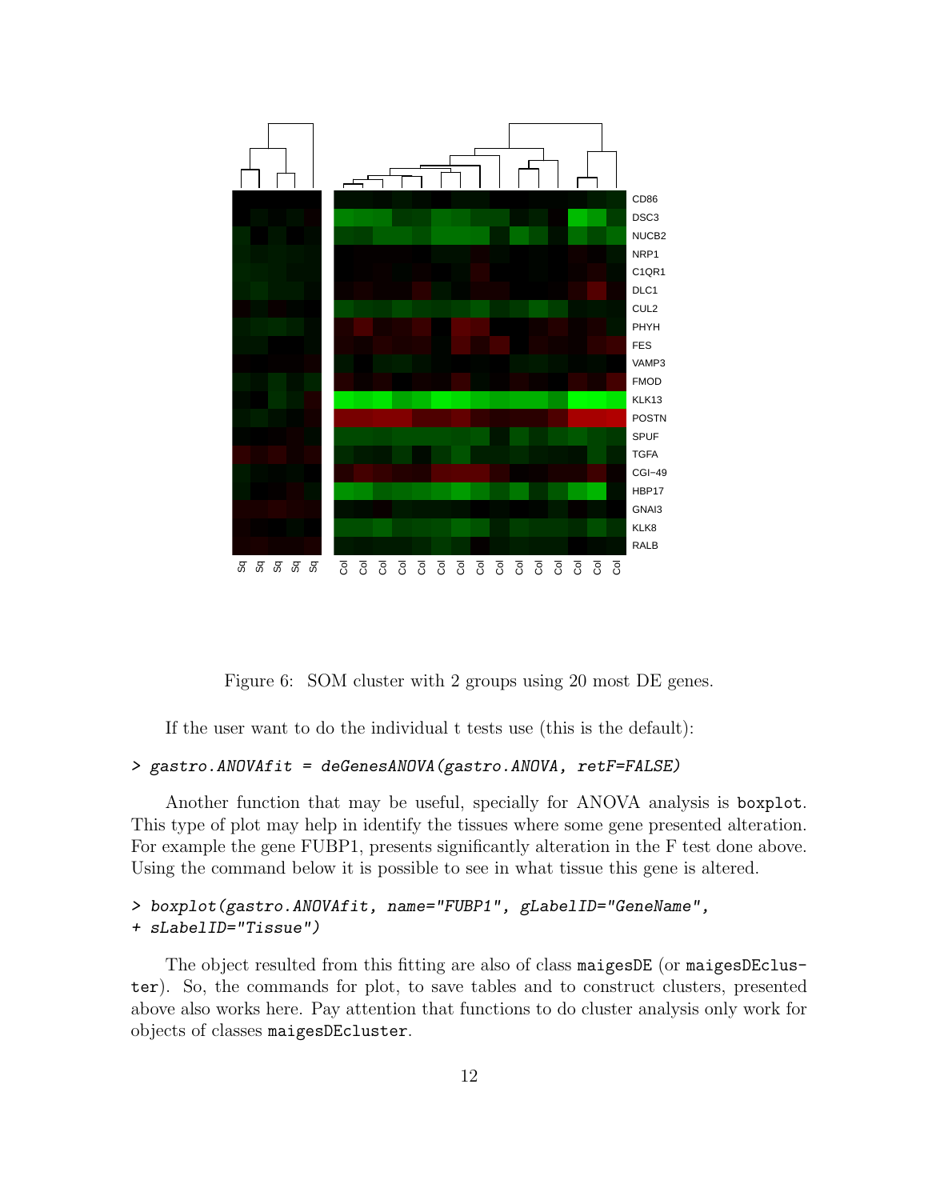Figure 6: SOM cluster with 2 groups using 20 most DE genes.

If the user want to do the individual t tests use (this is the default):

```
> gastro.ANOVAfit = deGenesANOVA(gastro.ANOVA, retF=FALSE)
```

Another function that may be useful, specially for ANOVA analysis is `boxplot`. This type of plot may help in identify the tissues where some gene presented alteration. For example the gene FUBP1, presents significantly alteration in the F test done above. Using the command below it is possible to see in what tissue this gene is altered.

```
> boxplot(gastro.ANOVAfit, name="FUBP1", gLabelID="GeneName",
+ sLabelID="Tissue")
```

The object resulted from this fitting are also of class `maigesDE` (or `maigesDEcluster`). So, the commands for plot, to save tables and to construct clusters, presented above also works here. Pay attention that functions to do cluster analysis only work for objects of classes `maigesDEcluster`.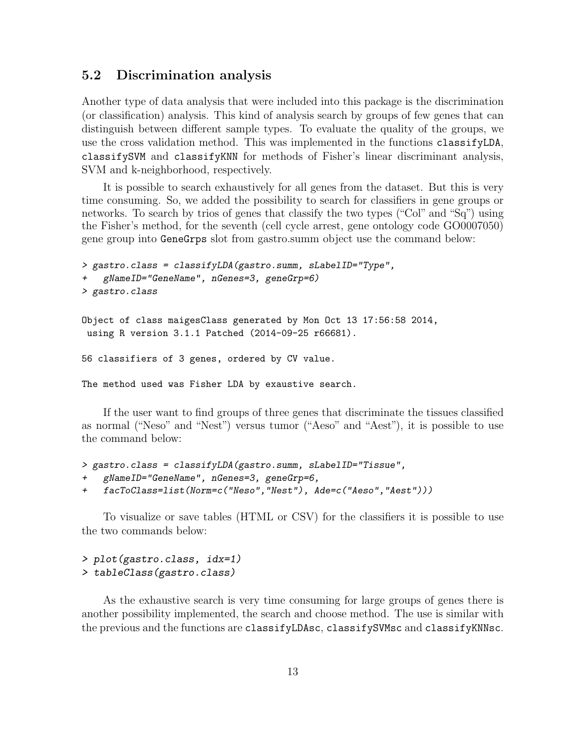### 5.2 Discrimination analysis

Another type of data analysis that were included into this package is the discrimination (or classification) analysis. This kind of analysis search by groups of few genes that can distinguish between different sample types. To evaluate the quality of the groups, we use the cross validation method. This was implemented in the functions `classifyLDA`, `classifySVM` and `classifyKNN` for methods of Fisher's linear discriminant analysis, SVM and k-neighborhood, respectively.

It is possible to search exhaustively for all genes from the dataset. But this is very time consuming. So, we added the possibility to search for classifiers in gene groups or networks. To search by trios of genes that classify the two types ("Col" and "Sq") using the Fisher's method, for the seventh (cell cycle arrest, gene ontology code GO0007050) gene group into `GeneGrps` slot from gastro.summ object use the command below:

```
> gastro.class = classifyLDA(gastro.summ, sLabelID="Type",
+   gNameID="GeneName", nGenes=3, geneGrp=6)
> gastro.class

Object of class maigesClass generated by Mon Oct 13 17:56:58 2014,
 using R version 3.1.1 Patched (2014-09-25 r66681).

56 classifiers of 3 genes, ordered by CV value.

The method used was Fisher LDA by exaustive search.
```

If the user want to find groups of three genes that discriminate the tissues classified as normal ("Neso" and "Nest") versus tumor ("Aeso" and "Aest"), it is possible to use the command below:

```
> gastro.class = classifyLDA(gastro.summ, sLabelID="Tissue",
+   gNameID="GeneName", nGenes=3, geneGrp=6,
+   facToClass=list(Norm=c("Neso","Nest"), Ade=c("Aeso","Aest")))
```

To visualize or save tables (HTML or CSV) for the classifiers it is possible to use the two commands below:

```
> plot(gastro.class, idx=1)
> tableClass(gastro.class)
```

As the exhaustive search is very time consuming for large groups of genes there is another possibility implemented, the search and choose method. The use is similar with the previous and the functions are `classifyLDAsc`, `classifySVMsc` and `classifyKNNsc`.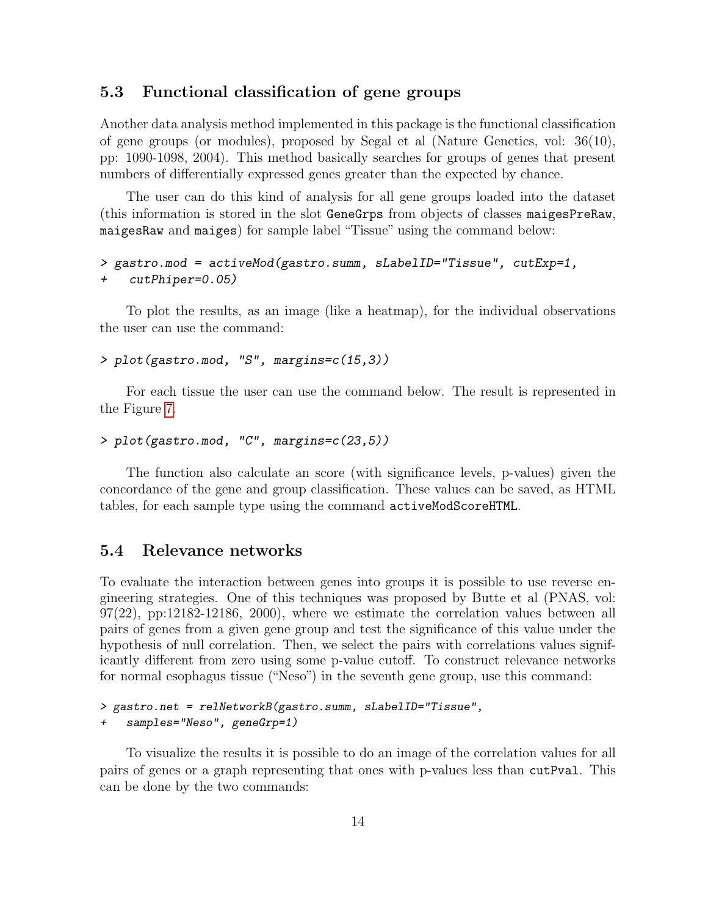## 5.3 Functional classification of gene groups

Another data analysis method implemented in this package is the functional classification of gene groups (or modules), proposed by Segal et al (Nature Genetics, vol: 36(10), pp: 1090-1098, 2004). This method basically searches for groups of genes that present numbers of differentially expressed genes greater than the expected by chance.

The user can do this kind of analysis for all gene groups loaded into the dataset (this information is stored in the slot `GeneGrps` from objects of classes `maigesPreRaw`, `maigesRaw` and `maiges`) for sample label "Tissue" using the command below:

```
> gastro.mod = activeMod(gastro.summ, sLabelID="Tissue", cutExp=1,
+   cutPhiper=0.05)
```

To plot the results, as an image (like a heatmap), for the individual observations the user can use the command:

```
> plot(gastro.mod, "S", margins=c(15,3))
```

For each tissue the user can use the command below. The result is represented in the Figure 7.

```
> plot(gastro.mod, "C", margins=c(23,5))
```

The function also calculate an score (with significance levels, p-values) given the concordance of the gene and group classification. These values can be saved, as HTML tables, for each sample type using the command `activeModScoreHTML`.

## 5.4 Relevance networks

To evaluate the interaction between genes into groups it is possible to use reverse engineering strategies. One of this techniques was proposed by Butte et al (PNAS, vol: 97(22), pp:12182-12186, 2000), where we estimate the correlation values between all pairs of genes from a given gene group and test the significance of this value under the hypothesis of null correlation. Then, we select the pairs with correlations values significantly different from zero using some p-value cutoff. To construct relevance networks for normal esophagus tissue ("Neso") in the seventh gene group, use this command:

```
> gastro.net = relNetworkB(gastro.summ, sLabelID="Tissue",
+   samples="Neso", geneGrp=1)
```

To visualize the results it is possible to do an image of the correlation values for all pairs of genes or a graph representing that ones with p-values less than `cutPval`. This can be done by the two commands: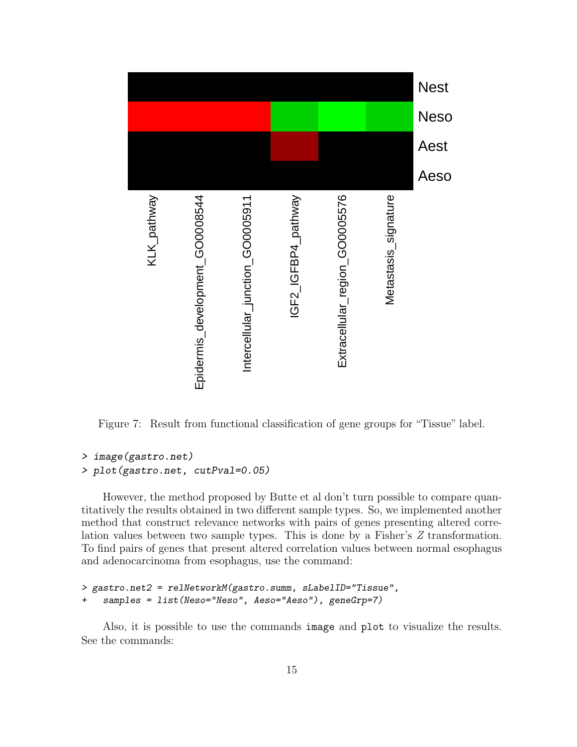Figure 7: Result from functional classification of gene groups for "Tissue" label.

```
> image(gastro.net)
> plot(gastro.net, cutPval=0.05)
```

However, the method proposed by Butte et al don't turn possible to compare quantitatively the results obtained in two different sample types. So, we implemented another method that construct relevance networks with pairs of genes presenting altered correlation values between two sample types. This is done by a Fisher's $Z$ transformation. To find pairs of genes that present altered correlation values between normal esophagus and adenocarcinoma from esophagus, use the command:

```
> gastro.net2 = relNetworkM(gastro.summ, sLabelID="Tissue",
+   samples = list(Neso="Neso", Aeso="Aeso"), geneGrp=7)
```

Also, it is possible to use the commands `image` and `plot` to visualize the results. See the commands: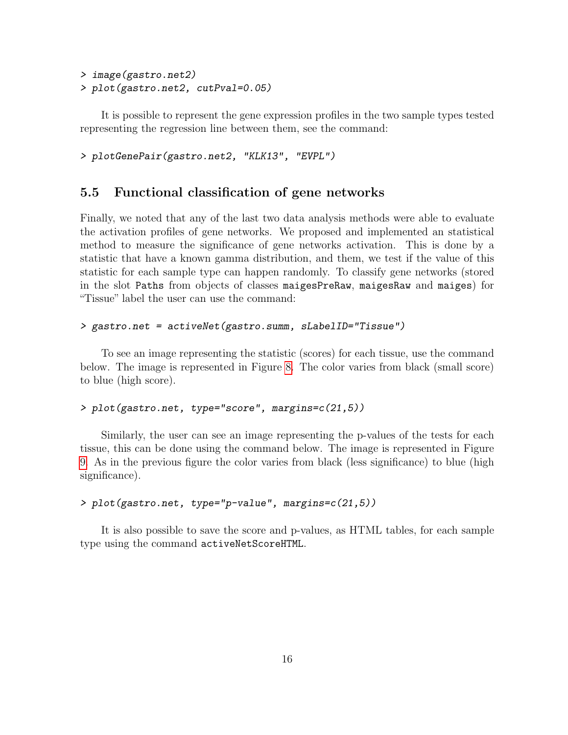```
> image(gastro.net2)
> plot(gastro.net2, cutPval=0.05)
```

It is possible to represent the gene expression profiles in the two sample types tested representing the regression line between them, see the command:

```
> plotGenePair(gastro.net2, "KLK13", "EVPL")
```

### 5.5 Functional classification of gene networks

Finally, we noted that any of the last two data analysis methods were able to evaluate the activation profiles of gene networks. We proposed and implemented an statistical method to measure the significance of gene networks activation. This is done by a statistic that have a known gamma distribution, and them, we test if the value of this statistic for each sample type can happen randomly. To classify gene networks (stored in the slot `Paths` from objects of classes `maigesPreRaw`, `maigesRaw` and `maiges`) for “Tissue” label the user can use the command:

```
> gastro.net = activeNet(gastro.summ, sLabelID="Tissue")
```

To see an image representing the statistic (scores) for each tissue, use the command below. The image is represented in Figure 8. The color varies from black (small score) to blue (high score).

```
> plot(gastro.net, type="score", margins=c(21,5))
```

Similarly, the user can see an image representing the p-values of the tests for each tissue, this can be done using the command below. The image is represented in Figure 9. As in the previous figure the color varies from black (less significance) to blue (high significance).

```
> plot(gastro.net, type="p-value", margins=c(21,5))
```

It is also possible to save the score and p-values, as HTML tables, for each sample type using the command `activeNetScoreHTML`.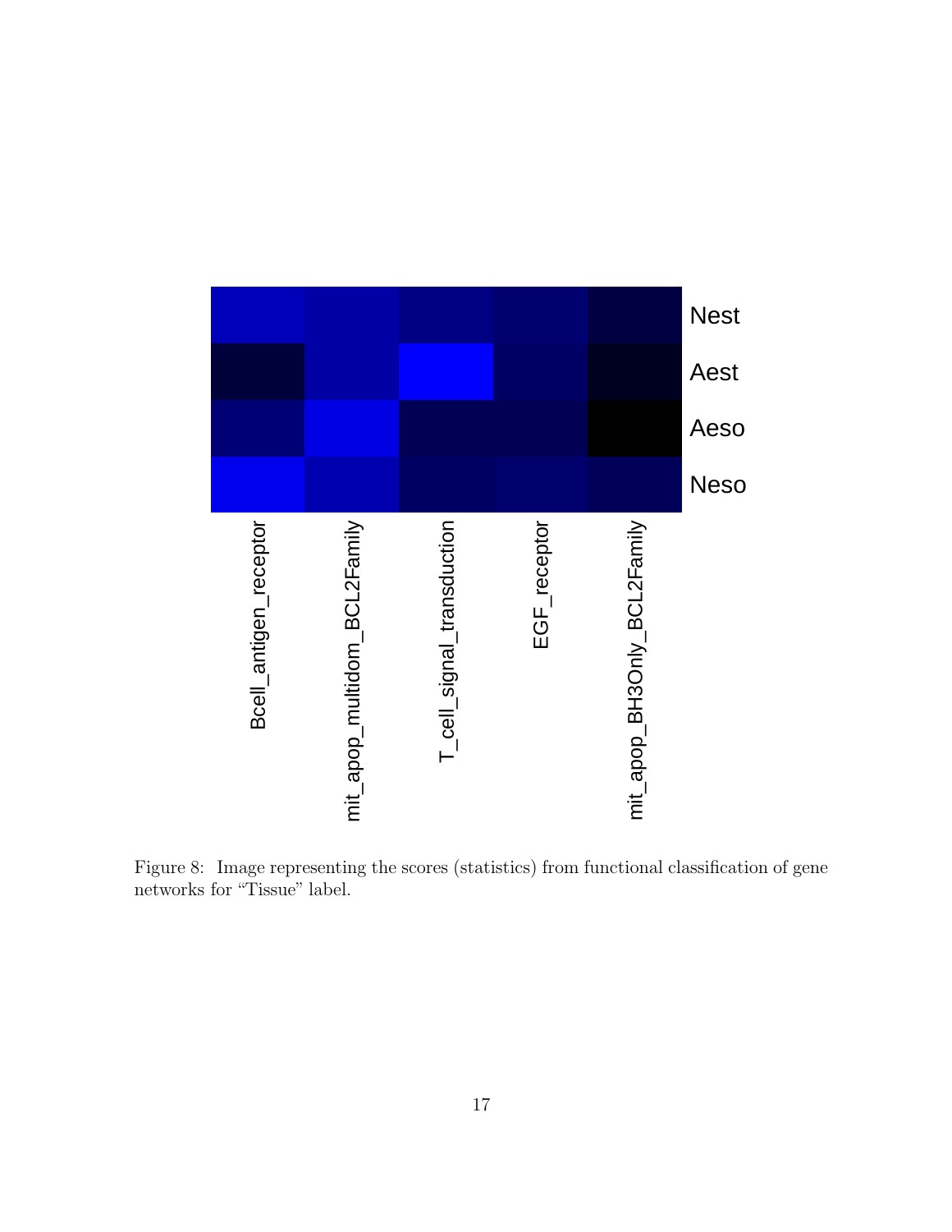Figure 8: Image representing the scores (statistics) from functional classification of gene networks for "Tissue" label.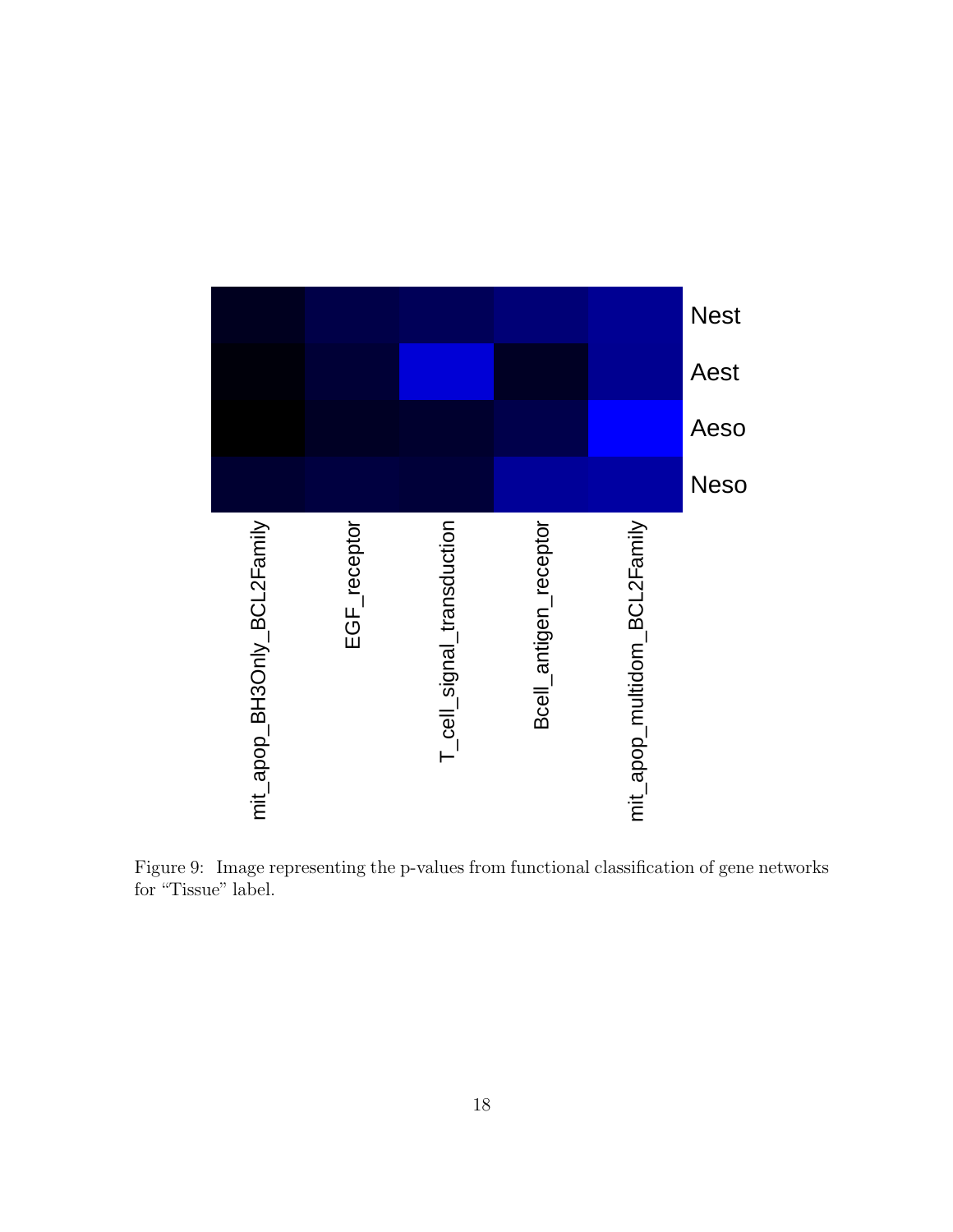Nest

Aest

Aeso

Neso

mit_apop_BH3Only_BCL2Family

EGF_receptor

T_cell_signal_transduction

Bcell_antigen_receptor

mit_apop_multidom_BCL2Family

Figure 9: Image representing the p-values from functional classification of gene networks for "Tissue" label.